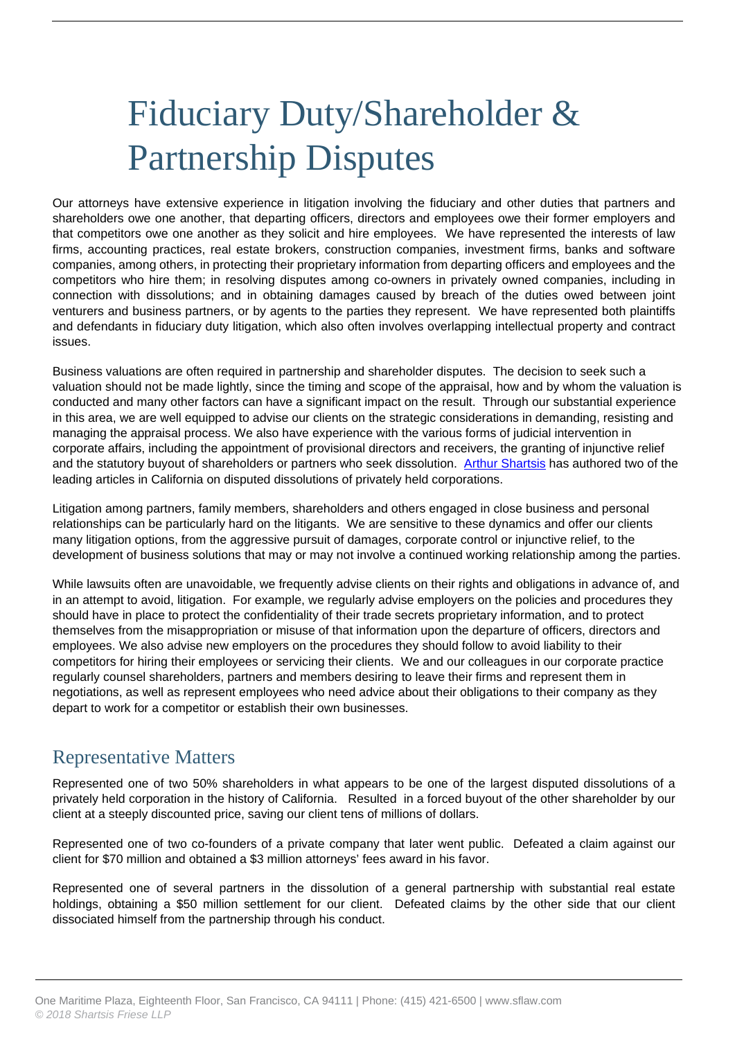# Fiduciary Duty/Shareholder & Partnership Disputes

Our attorneys have extensive experience in litigation involving the fiduciary and other duties that partners and shareholders owe one another, that departing officers, directors and employees owe their former employers and that competitors owe one another as they solicit and hire employees. We have represented the interests of law firms, accounting practices, real estate brokers, construction companies, investment firms, banks and software companies, among others, in protecting their proprietary information from departing officers and employees and the competitors who hire them; in resolving disputes among co-owners in privately owned companies, including in connection with dissolutions; and in obtaining damages caused by breach of the duties owed between joint venturers and business partners, or by agents to the parties they represent. We have represented both plaintiffs and defendants in fiduciary duty litigation, which also often involves overlapping intellectual property and contract issues.

Business valuations are often required in partnership and shareholder disputes. The decision to seek such a valuation should not be made lightly, since the timing and scope of the appraisal, how and by whom the valuation is conducted and many other factors can have a significant impact on the result. Through our substantial experience in this area, we are well equipped to advise our clients on the strategic considerations in demanding, resisting and managing the appraisal process. We also have experience with the various forms of judicial intervention in corporate affairs, including the appointment of provisional directors and receivers, the granting of injunctive relief and the statutory buyout of shareholders or partners who seek dissolution. Arthur Shartsis has authored two of the leading articles in California on disputed dissolutions of privately held corporations.

Litigation among partners, family members, shareholders and others engaged in close business and personal relationships can be particularly hard on the litigants. We are sensitive to these dynamics and offer our clients many litigation options, from the aggressive pursuit of damages, corporate control or injunctive relief, to the development of business solutions that may or may not involve a continued working relationship among the parties.

While lawsuits often are unavoidable, we frequently advise clients on their rights and obligations in advance of, and in an attempt to avoid, litigation. For example, we regularly advise employers on the policies and procedures they should have in place to protect the confidentiality of their trade secrets proprietary information, and to protect themselves from the misappropriation or misuse of that information upon the departure of officers, directors and employees. We also advise new employers on the procedures they should follow to avoid liability to their competitors for hiring their employees or servicing their clients. We and our colleagues in our corporate practice regularly counsel shareholders, partners and members desiring to leave their firms and represent them in negotiations, as well as represent employees who need advice about their obligations to their company as they depart to work for a competitor or establish their own businesses.

## Representative Matters

Represented one of two 50% shareholders in what appears to be one of the largest disputed dissolutions of a privately held corporation in the history of California. Resulted in a forced buyout of the other shareholder by our client at a steeply discounted price, saving our client tens of millions of dollars.

Represented one of two co-founders of a private company that later went public. Defeated a claim against our client for $70 million and obtained a $3 million attorneys' fees award in his favor.

Represented one of several partners in the dissolution of a general partnership with substantial real estate holdings, obtaining a $50 million settlement for our client. Defeated claims by the other side that our client dissociated himself from the partnership through his conduct.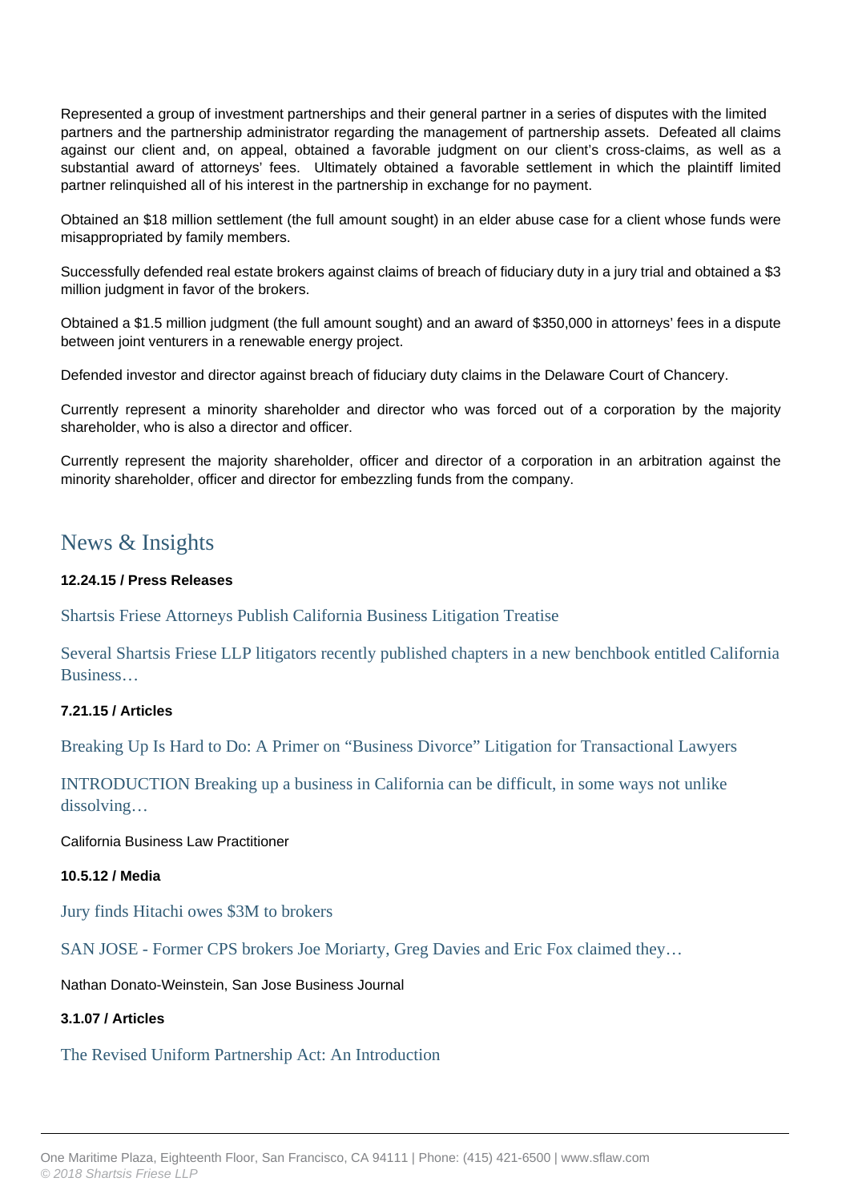Represented a group of investment partnerships and their general partner in a series of disputes with the limited partners and the partnership administrator regarding the management of partnership assets. Defeated all claims against our client and, on appeal, obtained a favorable judgment on our client's cross-claims, as well as a substantial award of attorneys' fees. Ultimately obtained a favorable settlement in which the plaintiff limited partner relinquished all of his interest in the partnership in exchange for no payment.

Obtained an $18 million settlement (the full amount sought) in an elder abuse case for a client whose funds were misappropriated by family members.

Successfully defended real estate brokers against claims of breach of fiduciary duty in a jury trial and obtained a $3 million judgment in favor of the brokers.

Obtained a $1.5 million judgment (the full amount sought) and an award of $350,000 in attorneys' fees in a dispute between joint venturers in a renewable energy project.

Defended investor and director against breach of fiduciary duty claims in the Delaware Court of Chancery.

Currently represent a minority shareholder and director who was forced out of a corporation by the majority shareholder, who is also a director and officer.

Currently represent the majority shareholder, officer and director of a corporation in an arbitration against the minority shareholder, officer and director for embezzling funds from the company.

## News & Insights

**12.24.15 / Press Releases**

Shartsis Friese Attorneys Publish California Business Litigation Treatise

Several Shartsis Friese LLP litigators recently published chapters in a new benchbook entitled California Business…

**7.21.15 / Articles**

Breaking Up Is Hard to Do: A Primer on "Business Divorce" Litigation for Transactional Lawyers

INTRODUCTION Breaking up a business in California can be difficult, in some ways not unlike dissolving…

California Business Law Practitioner

**10.5.12 / Media**

Jury finds Hitachi owes $3M to brokers

SAN JOSE - Former CPS brokers Joe Moriarty, Greg Davies and Eric Fox claimed they…

Nathan Donato-Weinstein, San Jose Business Journal

**3.1.07 / Articles**

The Revised Uniform Partnership Act: An Introduction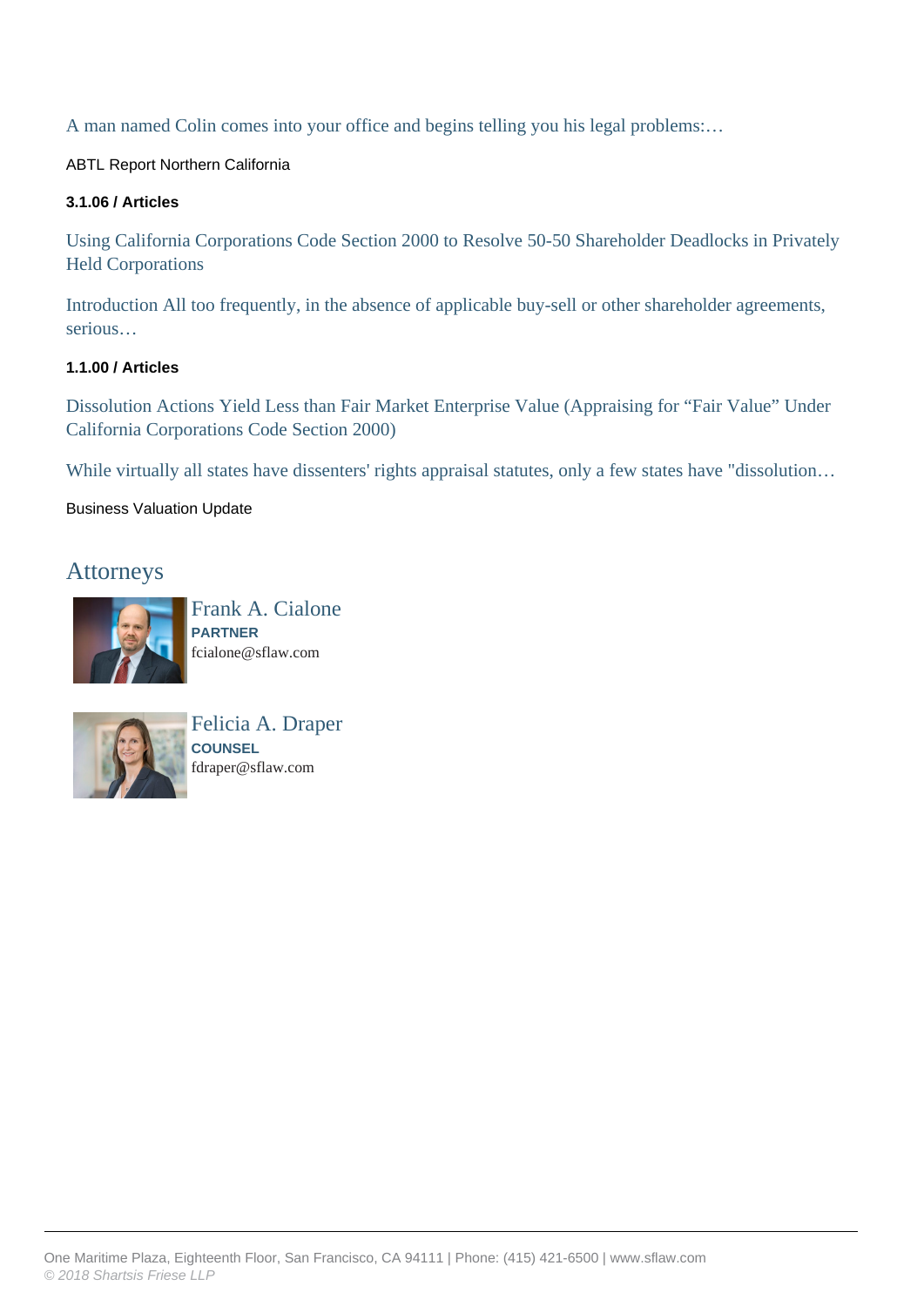A man named Colin comes into your office and begins telling you his legal problems:…

ABTL Report Northern California

**3.1.06 / Articles**

Using California Corporations Code Section 2000 to Resolve 50-50 Shareholder Deadlocks in Privately Held Corporations

Introduction All too frequently, in the absence of applicable buy-sell or other shareholder agreements, serious…

**1.1.00 / Articles**

Dissolution Actions Yield Less than Fair Market Enterprise Value (Appraising for "Fair Value" Under California Corporations Code Section 2000)

While virtually all states have dissenters' rights appraisal statutes, only a few states have "dissolution…

Business Valuation Update

## Attorneys

Frank A. Cialone
**PARTNER**
fcialone@sflaw.com

Felicia A. Draper
**COUNSEL**
fdraper@sflaw.com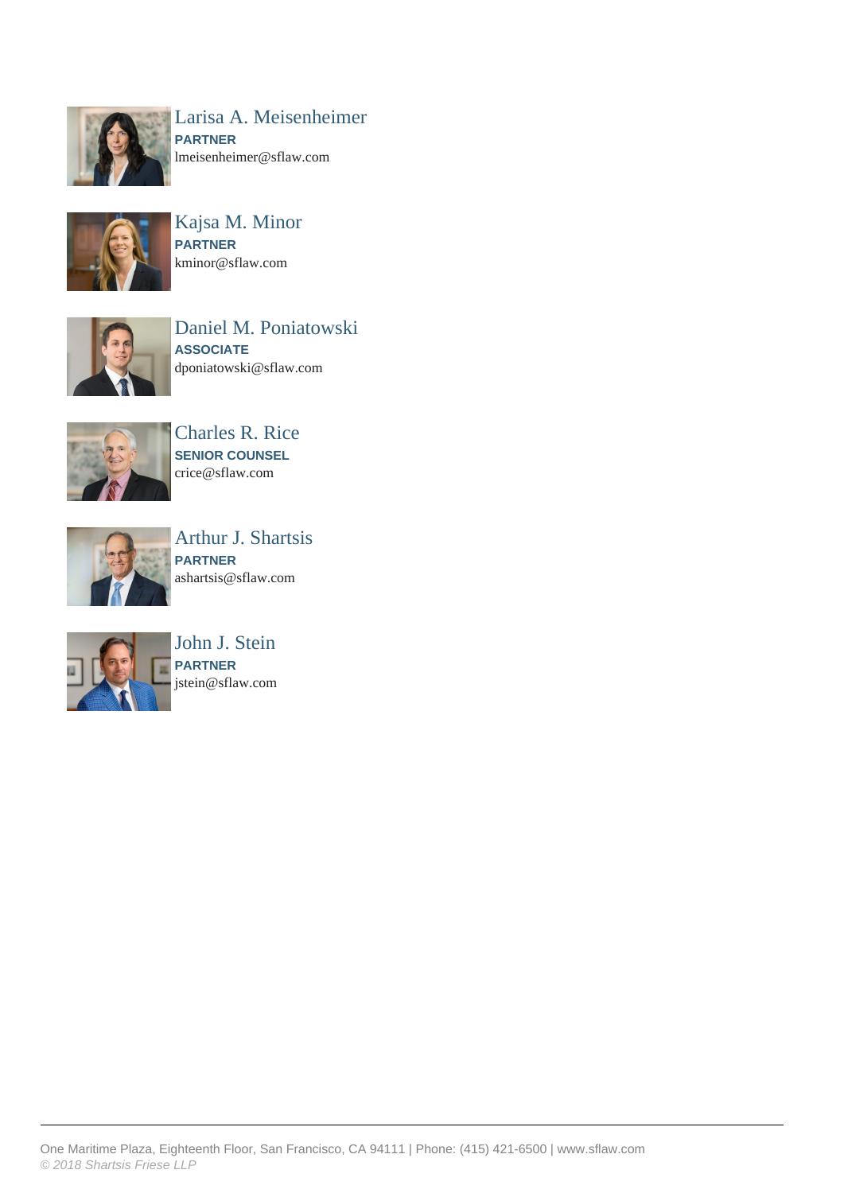Larisa A. Meisenheimer
**PARTNER**
lmeisenheimer@sflaw.com

Kajsa M. Minor
**PARTNER**
kminor@sflaw.com

Daniel M. Poniatowski
**ASSOCIATE**
dponiatowski@sflaw.com

Charles R. Rice
**SENIOR COUNSEL**
crice@sflaw.com

Arthur J. Shartsis
**PARTNER**
ashartsis@sflaw.com

John J. Stein
**PARTNER**
jstein@sflaw.com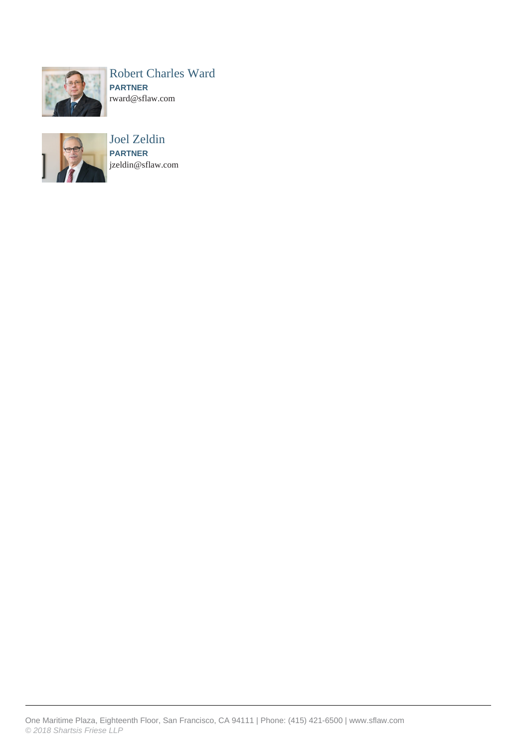Robert Charles Ward
**PARTNER**
rward@sflaw.com

Joel Zeldin
**PARTNER**
jzeldin@sflaw.com

One Maritime Plaza, Eighteenth Floor, San Francisco, CA 94111 | Phone: (415) 421-6500 | www.sflaw.com
*© 2018 Shartsis Friese LLP*